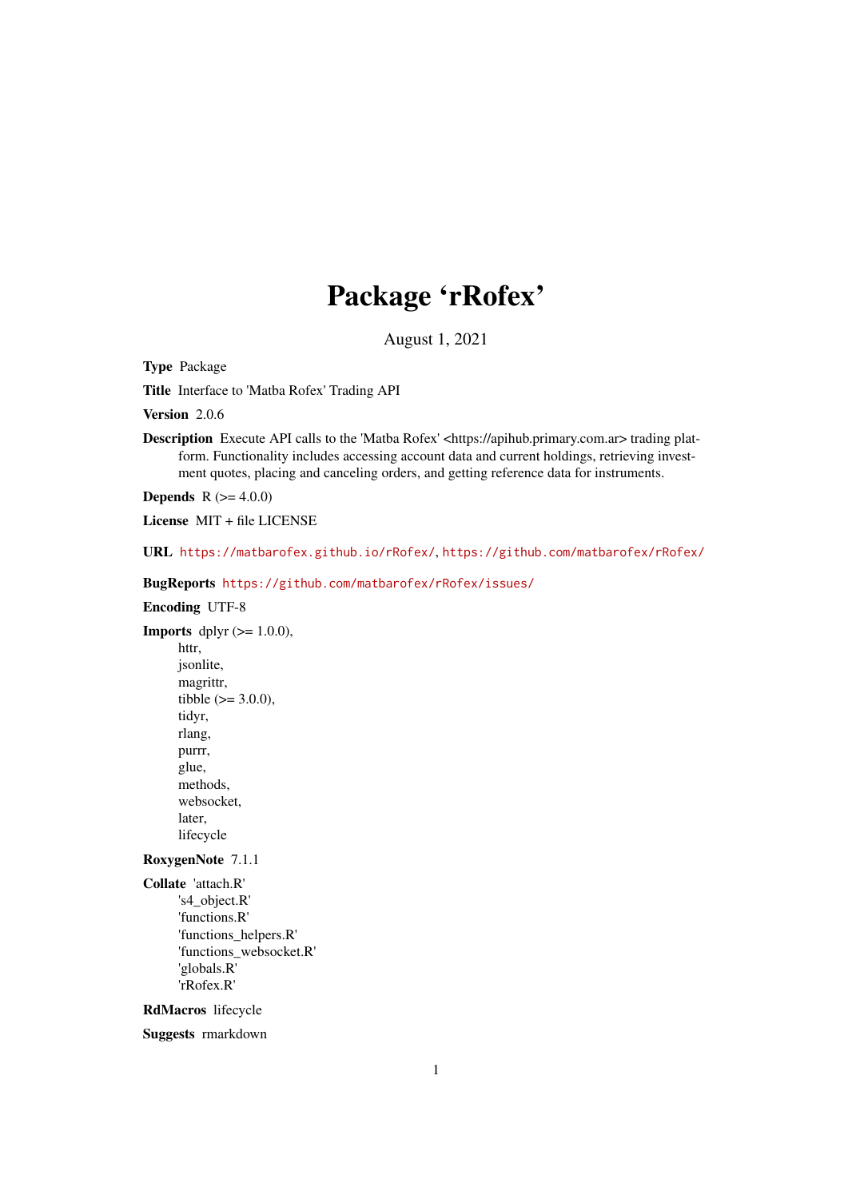# Package 'rRofex'

August 1, 2021

**Type** Package

**Title** Interface to 'Matba Rofex' Trading API

**Version** 2.0.6

**Description** Execute API calls to the 'Matba Rofex' <https://apihub.primary.com.ar> trading platform. Functionality includes accessing account data and current holdings, retrieving investment quotes, placing and canceling orders, and getting reference data for instruments.

**Depends** R (>= 4.0.0)

**License** MIT + file LICENSE

**URL** https://matbarofex.github.io/rRofex/, https://github.com/matbarofex/rRofex/

**BugReports** https://github.com/matbarofex/rRofex/issues/

**Encoding** UTF-8

**Imports** dplyr (>= 1.0.0),
httr,
jsonlite,
magrittr,
tibble (>= 3.0.0),
tidyr,
rlang,
purrr,
glue,
methods,
websocket,
later,
lifecycle

**RoxygenNote** 7.1.1

**Collate** 'attach.R'
's4_object.R'
'functions.R'
'functions_helpers.R'
'functions_websocket.R'
'globals.R'
'rRofex.R'

**RdMacros** lifecycle

**Suggests** rmarkdown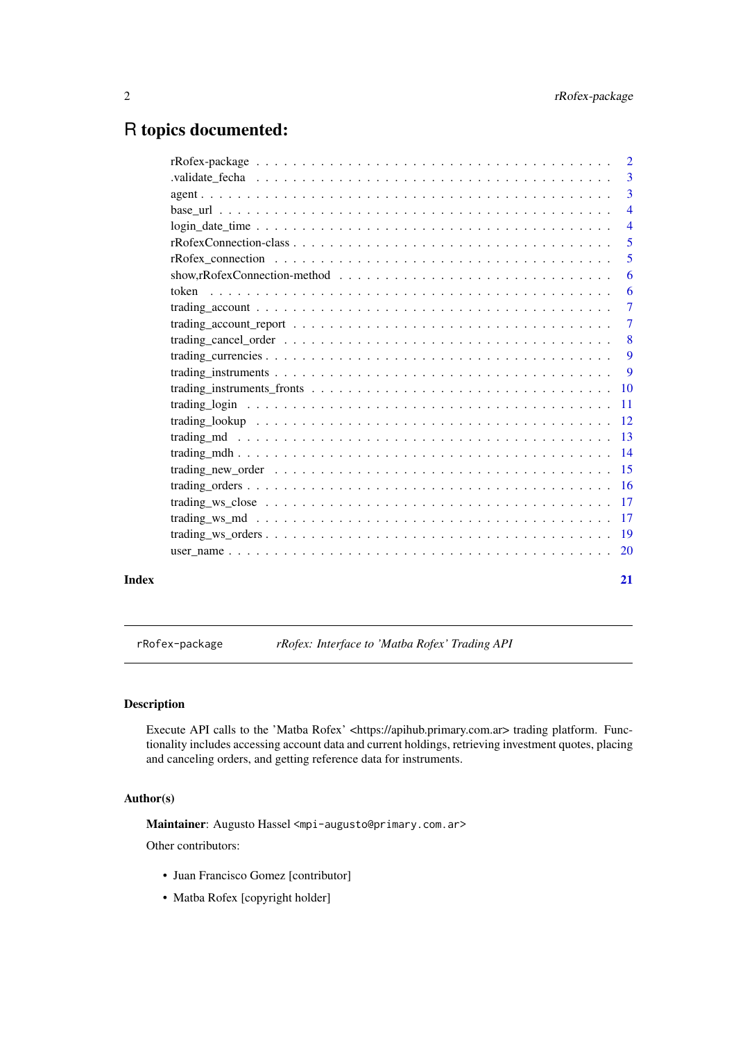# R topics documented:

| | |
|---|---|
| rRofex-package | 2 |
| .validate_fecha | 3 |
| agent | 3 |
| base_url | 4 |
| login_date_time | 4 |
| rRofexConnection-class | 5 |
| rRofex_connection | 5 |
| show,rRofexConnection-method | 6 |
| token | 6 |
| trading_account | 7 |
| trading_account_report | 7 |
| trading_cancel_order | 8 |
| trading_currencies | 9 |
| trading_instruments | 9 |
| trading_instruments_fronts | 10 |
| trading_login | 11 |
| trading_lookup | 12 |
| trading_md | 13 |
| trading_mdh | 14 |
| trading_new_order | 15 |
| trading_orders | 16 |
| trading_ws_close | 17 |
| trading_ws_md | 17 |
| trading_ws_orders | 19 |
| user_name | 20 |

**Index** **21**

---

`rRofex-package` *rRofex: Interface to 'Matba Rofex' Trading API*

---

### Description

Execute API calls to the 'Matba Rofex' <https://apihub.primary.com.ar> trading platform. Functionality includes accessing account data and current holdings, retrieving investment quotes, placing and canceling orders, and getting reference data for instruments.

### Author(s)

**Maintainer**: Augusto Hassel <mpi-augusto@primary.com.ar>

Other contributors:

- Juan Francisco Gomez [contributor]
- Matba Rofex [copyright holder]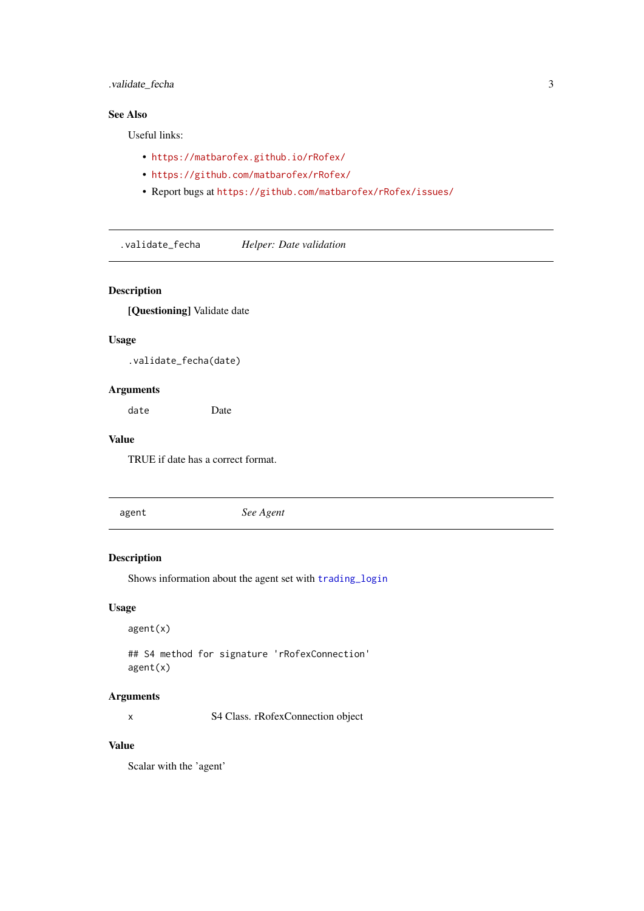### See Also

Useful links:

- https://matbarofex.github.io/rRofex/
- https://github.com/matbarofex/rRofex/
- Report bugs at https://github.com/matbarofex/rRofex/issues/

---

## .validate_fecha — *Helper: Date validation*

---

### Description

**[Questioning]** Validate date

### Usage

```
.validate_fecha(date)
```

### Arguments

| | |
|---|---|
| date | Date |

### Value

TRUE if date has a correct format.

---

## agent — *See Agent*

---

### Description

Shows information about the agent set with trading_login

### Usage

```
agent(x)

## S4 method for signature 'rRofexConnection'
agent(x)
```

### Arguments

| | |
|---|---|
| x | S4 Class. rRofexConnection object |

### Value

Scalar with the 'agent'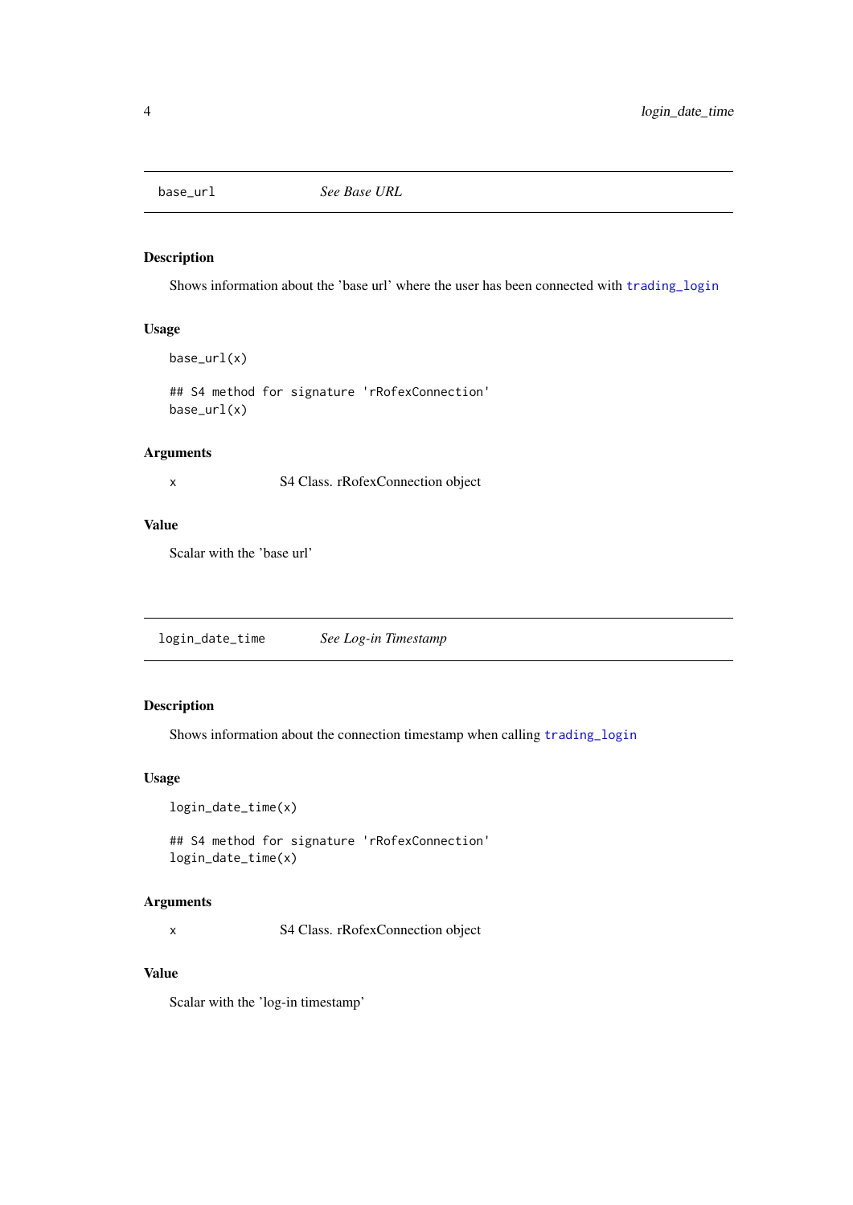## base_url *See Base URL*

### Description

Shows information about the 'base url' where the user has been connected with `trading_login`

### Usage

```
base_url(x)

## S4 method for signature 'rRofexConnection'
base_url(x)
```

### Arguments

| | |
|---|---|
| `x` | S4 Class. rRofexConnection object |

### Value

Scalar with the 'base url'

## login_date_time *See Log-in Timestamp*

### Description

Shows information about the connection timestamp when calling `trading_login`

### Usage

```
login_date_time(x)

## S4 method for signature 'rRofexConnection'
login_date_time(x)
```

### Arguments

| | |
|---|---|
| `x` | S4 Class. rRofexConnection object |

### Value

Scalar with the 'log-in timestamp'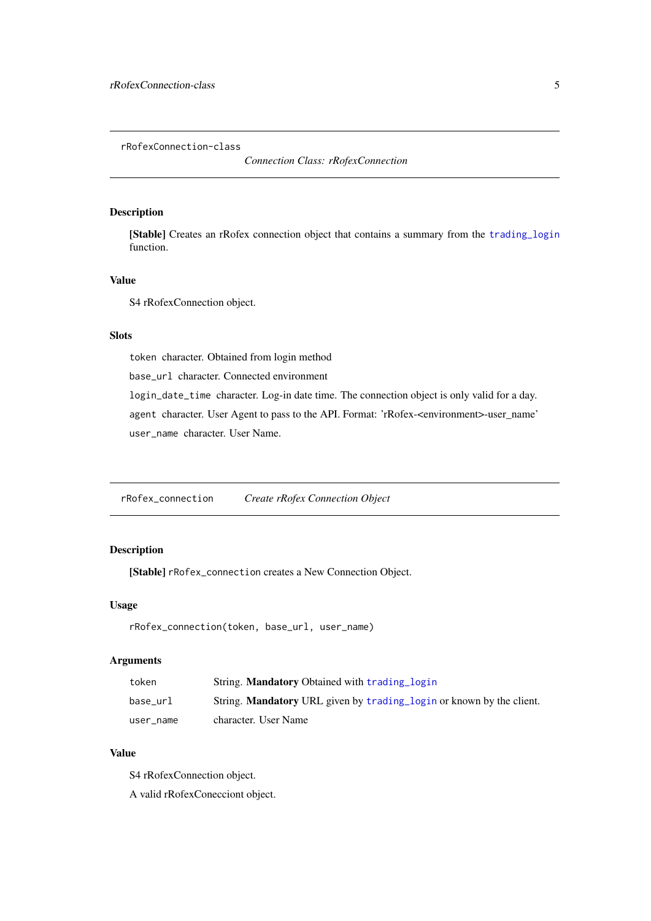## rRofexConnection-class

*Connection Class: rRofexConnection*

### Description

**[Stable]** Creates an rRofex connection object that contains a summary from the trading_login function.

### Value

S4 rRofexConnection object.

### Slots

`token` character. Obtained from login method

`base_url` character. Connected environment

`login_date_time` character. Log-in date time. The connection object is only valid for a day.

`agent` character. User Agent to pass to the API. Format: 'rRofex-<environment>-user_name'

`user_name` character. User Name.

## rRofex_connection

*Create rRofex Connection Object*

### Description

**[Stable]** `rRofex_connection` creates a New Connection Object.

### Usage

```
rRofex_connection(token, base_url, user_name)
```

### Arguments

| | |
|---|---|
| `token` | String. **Mandatory** Obtained with trading_login |
| `base_url` | String. **Mandatory** URL given by trading_login or known by the client. |
| `user_name` | character. User Name |

### Value

S4 rRofexConnection object.

A valid rRofexConecciont object.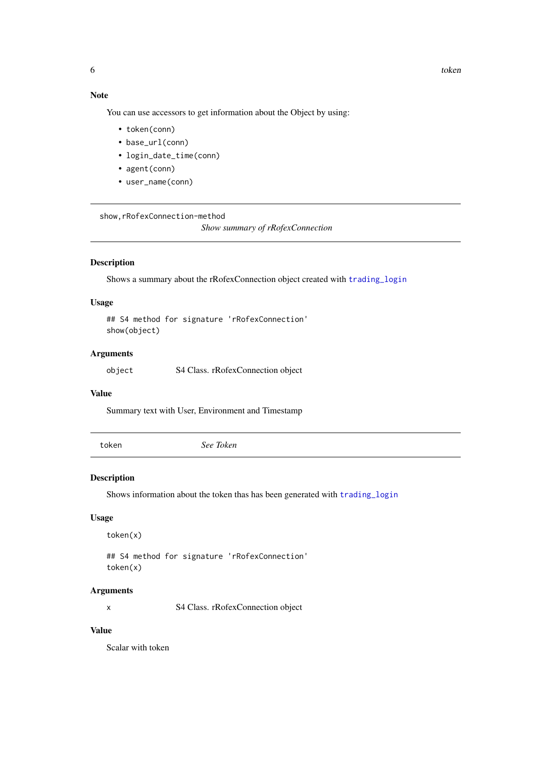### Note

You can use accessors to get information about the Object by using:

- `token(conn)`
- `base_url(conn)`
- `login_date_time(conn)`
- `agent(conn)`
- `user_name(conn)`

---

## show,rRofexConnection-method    *Show summary of rRofexConnection*

---

### Description

Shows a summary about the rRofexConnection object created with `trading_login`

### Usage

```
## S4 method for signature 'rRofexConnection'
show(object)
```

### Arguments

| | |
|---|---|
| `object` | S4 Class. rRofexConnection object |

### Value

Summary text with User, Environment and Timestamp

---

## token    *See Token*

---

### Description

Shows information about the token thas has been generated with `trading_login`

### Usage

```
token(x)

## S4 method for signature 'rRofexConnection'
token(x)
```

### Arguments

| | |
|---|---|
| `x` | S4 Class. rRofexConnection object |

### Value

Scalar with token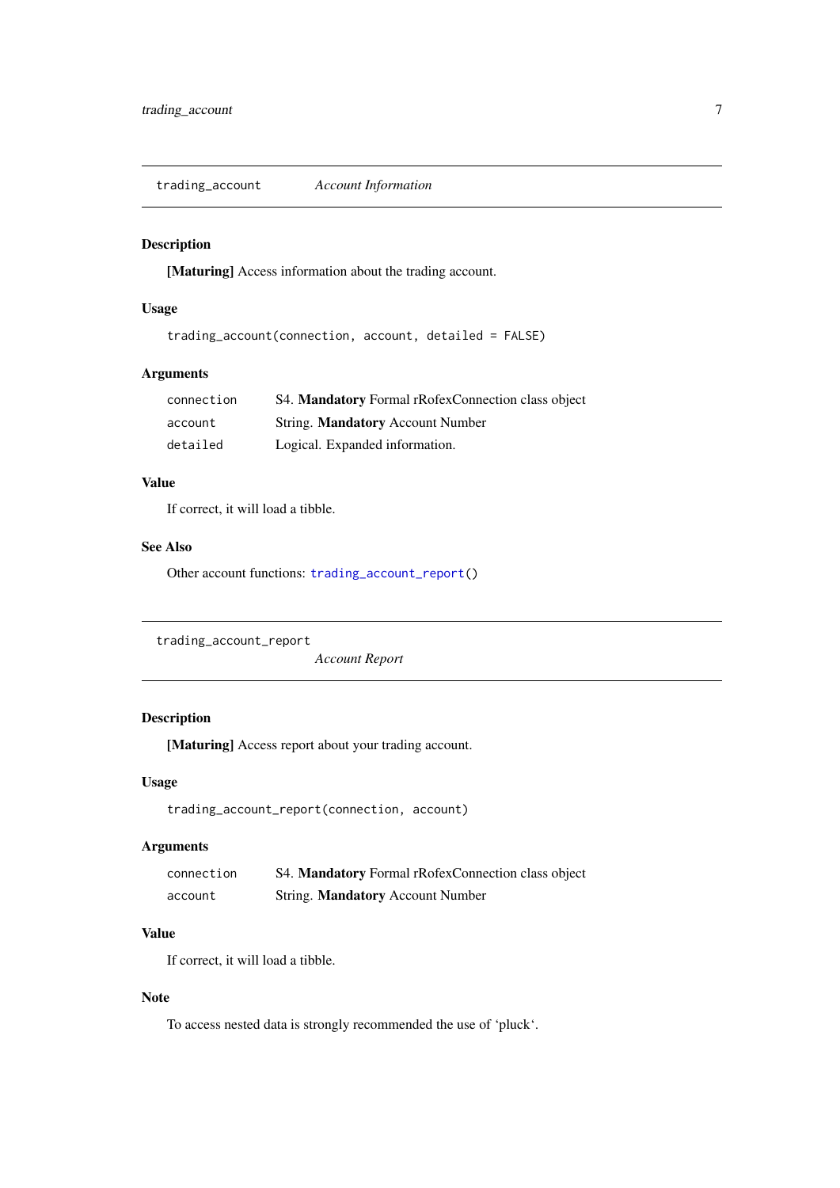## `trading_account` — *Account Information*

### Description

**[Maturing]** Access information about the trading account.

### Usage

```
trading_account(connection, account, detailed = FALSE)
```

### Arguments

| | |
|---|---|
| `connection` | S4. **Mandatory** Formal rRofexConnection class object |
| `account` | String. **Mandatory** Account Number |
| `detailed` | Logical. Expanded information. |

### Value

If correct, it will load a tibble.

### See Also

Other account functions: `trading_account_report()`

## `trading_account_report` — *Account Report*

### Description

**[Maturing]** Access report about your trading account.

### Usage

```
trading_account_report(connection, account)
```

### Arguments

| | |
|---|---|
| `connection` | S4. **Mandatory** Formal rRofexConnection class object |
| `account` | String. **Mandatory** Account Number |

### Value

If correct, it will load a tibble.

### Note

To access nested data is strongly recommended the use of ‘pluck‘.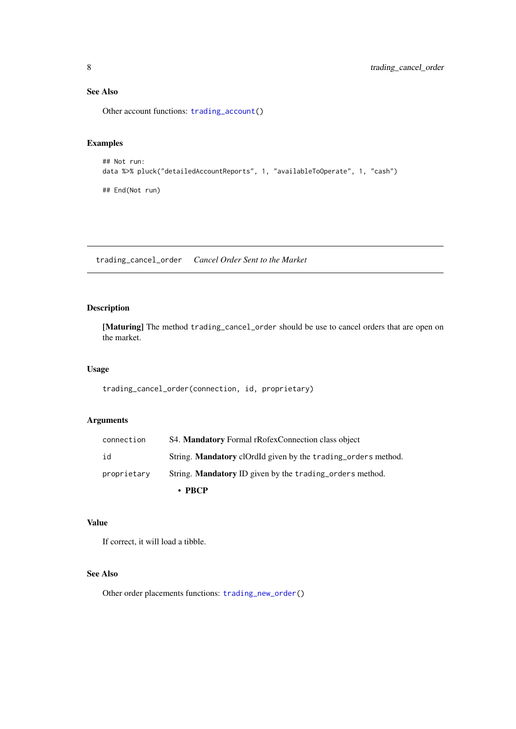### See Also

Other account functions: `trading_account()`

### Examples

```
## Not run:
data %>% pluck("detailedAccountReports", 1, "availableToOperate", 1, "cash")

## End(Not run)
```

---

## trading_cancel_order    *Cancel Order Sent to the Market*

---

### Description

**[Maturing]** The method `trading_cancel_order` should be use to cancel orders that are open on the market.

### Usage

```
trading_cancel_order(connection, id, proprietary)
```

### Arguments

| | |
|---|---|
| `connection` | S4. **Mandatory** Formal rRofexConnection class object |
| `id` | String. **Mandatory** clOrdId given by the `trading_orders` method. |
| `proprietary` | String. **Mandatory** ID given by the `trading_orders` method.<br>• **PBCP** |

### Value

If correct, it will load a tibble.

### See Also

Other order placements functions: `trading_new_order()`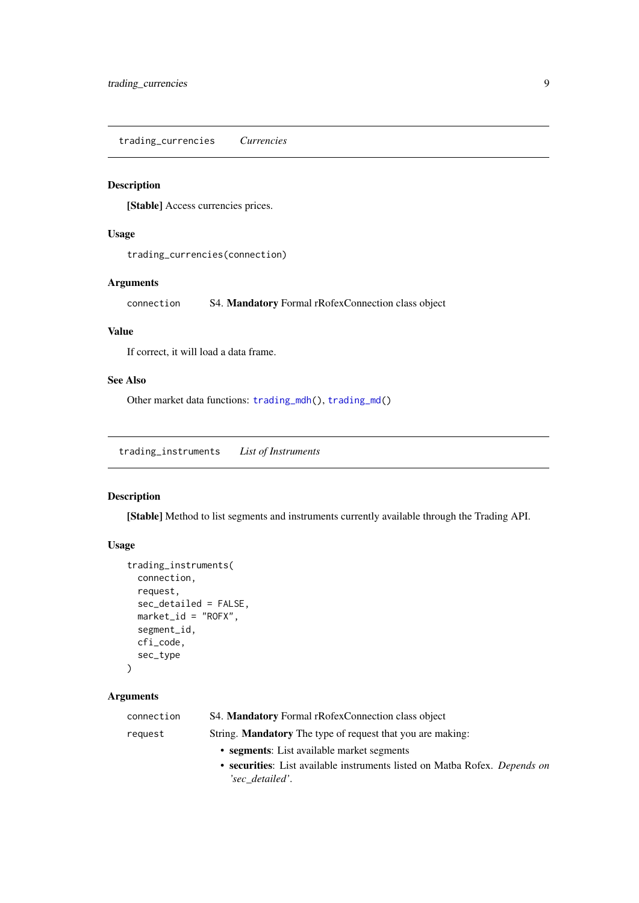## trading_currencies    *Currencies*

### Description

**[Stable]** Access currencies prices.

### Usage

```
trading_currencies(connection)
```

### Arguments

| | |
|---|---|
| connection | S4. **Mandatory** Formal rRofexConnection class object |

### Value

If correct, it will load a data frame.

### See Also

Other market data functions: trading_mdh(), trading_md()

## trading_instruments    *List of Instruments*

### Description

**[Stable]** Method to list segments and instruments currently available through the Trading API.

### Usage

```
trading_instruments(
  connection,
  request,
  sec_detailed = FALSE,
  market_id = "ROFX",
  segment_id,
  cfi_code,
  sec_type
)
```

### Arguments

connection — S4. **Mandatory** Formal rRofexConnection class object

request — String. **Mandatory** The type of request that you are making:

- **segments**: List available market segments
- **securities**: List available instruments listed on Matba Rofex. *Depends on 'sec_detailed'*.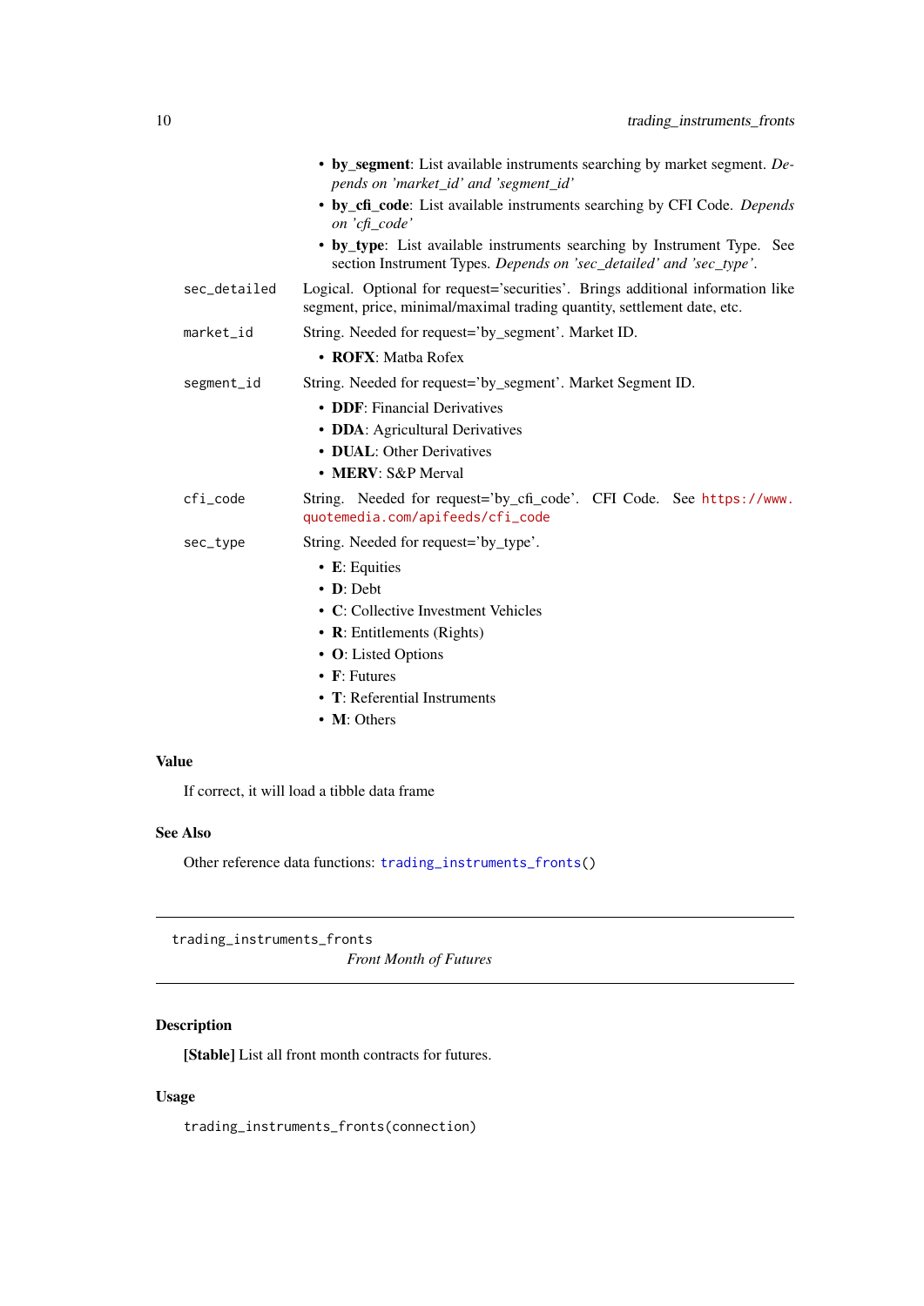- **by_segment**: List available instruments searching by market segment. *Depends on 'market_id' and 'segment_id'*
- **by_cfi_code**: List available instruments searching by CFI Code. *Depends on 'cfi_code'*
- **by_type**: List available instruments searching by Instrument Type. See section Instrument Types. *Depends on 'sec_detailed' and 'sec_type'.*

`sec_detailed` Logical. Optional for request='securities'. Brings additional information like segment, price, minimal/maximal trading quantity, settlement date, etc.

`market_id` String. Needed for request='by_segment'. Market ID.

- **ROFX**: Matba Rofex

`segment_id` String. Needed for request='by_segment'. Market Segment ID.

- **DDF**: Financial Derivatives
- **DDA**: Agricultural Derivatives
- **DUAL**: Other Derivatives
- **MERV**: S&P Merval

`cfi_code` String. Needed for request='by_cfi_code'. CFI Code. See https://www.quotemedia.com/apifeeds/cfi_code

`sec_type` String. Needed for request='by_type'.

- **E**: Equities
- **D**: Debt
- **C**: Collective Investment Vehicles
- **R**: Entitlements (Rights)
- **O**: Listed Options
- **F**: Futures
- **T**: Referential Instruments
- **M**: Others

### Value

If correct, it will load a tibble data frame

### See Also

Other reference data functions: `trading_instruments_fronts()`

---

`trading_instruments_fronts` *Front Month of Futures*

---

### Description

**[Stable]** List all front month contracts for futures.

### Usage

```
trading_instruments_fronts(connection)
```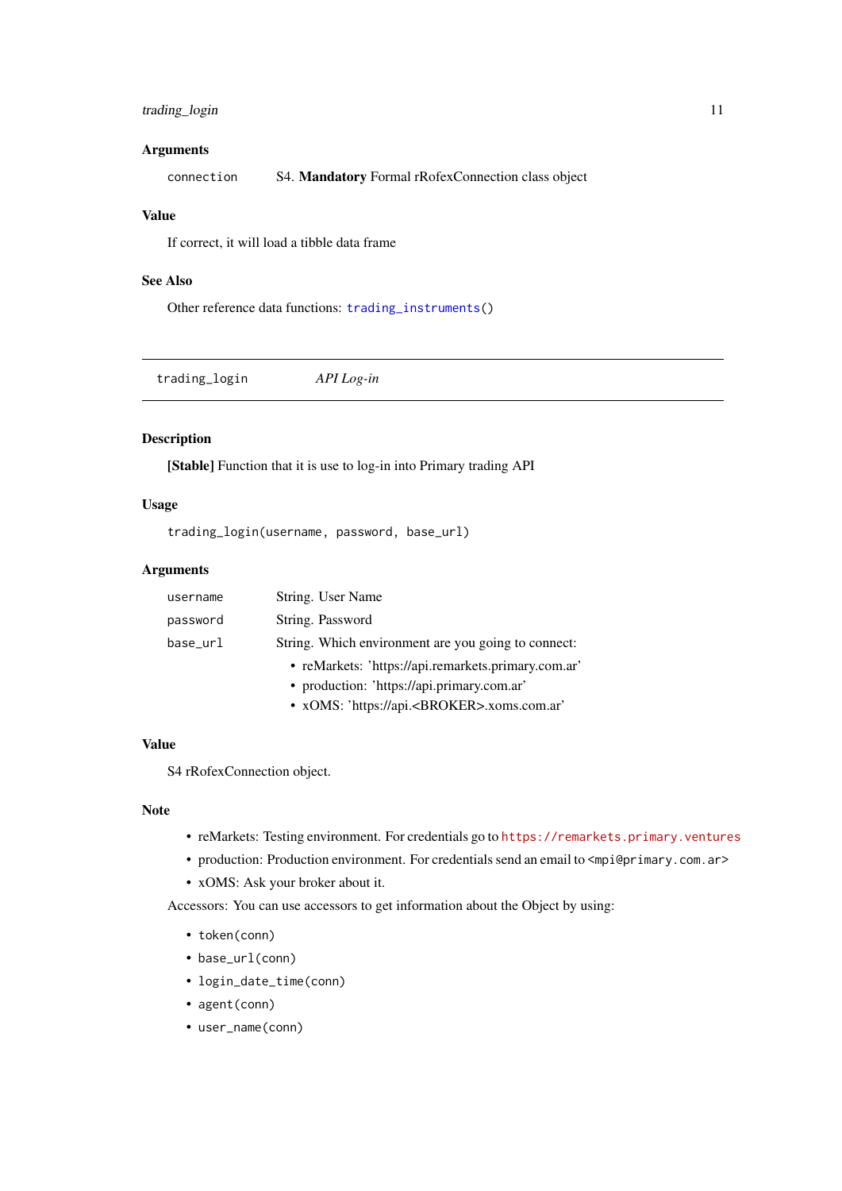### Arguments

| | |
|---|---|
| `connection` | S4. **Mandatory** Formal rRofexConnection class object |

### Value

If correct, it will load a tibble data frame

### See Also

Other reference data functions: `trading_instruments()`

---

## `trading_login` *API Log-in*

---

### Description

**[Stable]** Function that it is use to log-in into Primary trading API

### Usage

```
trading_login(username, password, base_url)
```

### Arguments

| | |
|---|---|
| `username` | String. User Name |
| `password` | String. Password |
| `base_url` | String. Which environment are you going to connect: <br>• reMarkets: 'https://api.remarkets.primary.com.ar' <br>• production: 'https://api.primary.com.ar' <br>• xOMS: 'https://api.<BROKER>.xoms.com.ar' |

### Value

S4 rRofexConnection object.

### Note

- reMarkets: Testing environment. For credentials go to `https://remarkets.primary.ventures`
- production: Production environment. For credentials send an email to `<mpi@primary.com.ar>`
- xOMS: Ask your broker about it.

Accessors: You can use accessors to get information about the Object by using:

- `token(conn)`
- `base_url(conn)`
- `login_date_time(conn)`
- `agent(conn)`
- `user_name(conn)`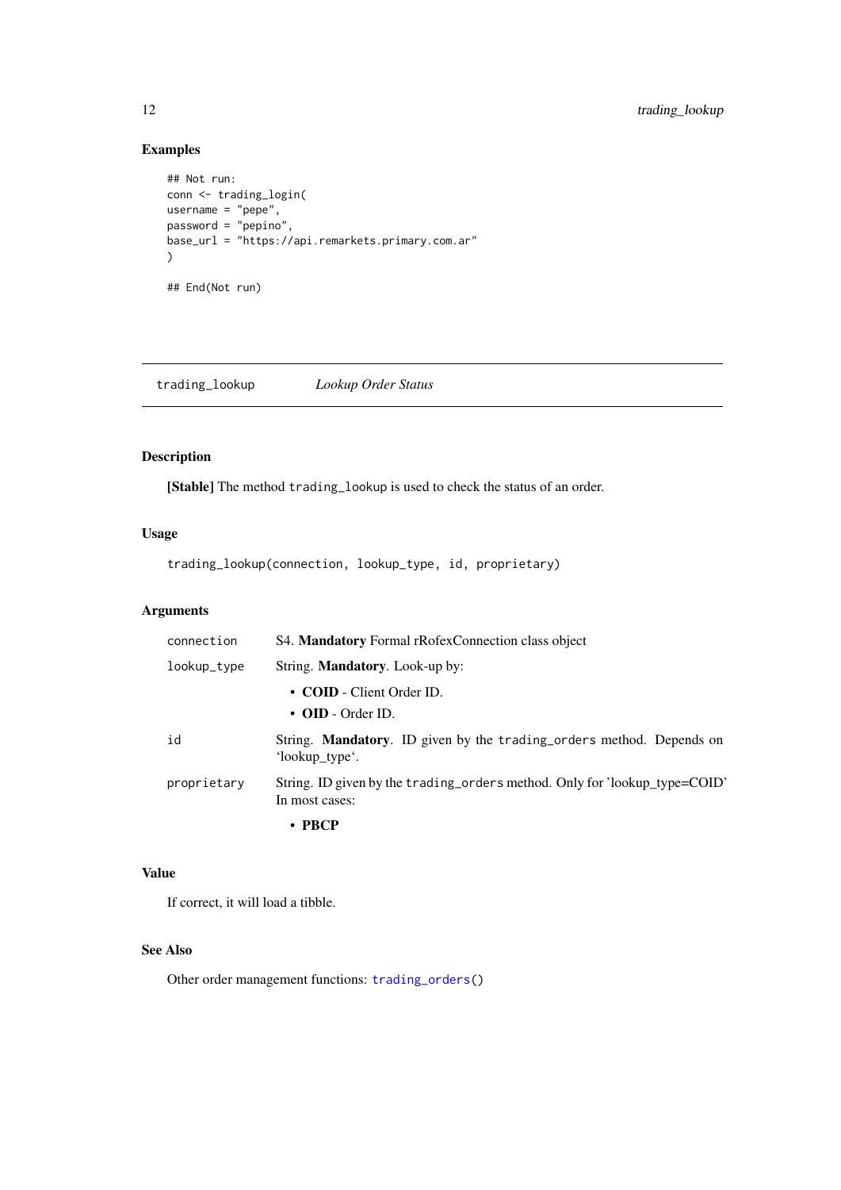### Examples

```
## Not run:
conn <- trading_login(
username = "pepe",
password = "pepino",
base_url = "https://api.remarkets.primary.com.ar"
)

## End(Not run)
```

---

## trading_lookup — *Lookup Order Status*

---

### Description

**[Stable]** The method `trading_lookup` is used to check the status of an order.

### Usage

```
trading_lookup(connection, lookup_type, id, proprietary)
```

### Arguments

| | |
|---|---|
| `connection` | S4. **Mandatory** Formal rRofexConnection class object |
| `lookup_type` | String. **Mandatory**. Look-up by:<br>• **COID** - Client Order ID.<br>• **OID** - Order ID. |
| `id` | String. **Mandatory**. ID given by the `trading_orders` method. Depends on 'lookup_type'. |
| `proprietary` | String. ID given by the `trading_orders` method. Only for 'lookup_type=COID' In most cases:<br>• **PBCP** |

### Value

If correct, it will load a tibble.

### See Also

Other order management functions: `trading_orders()`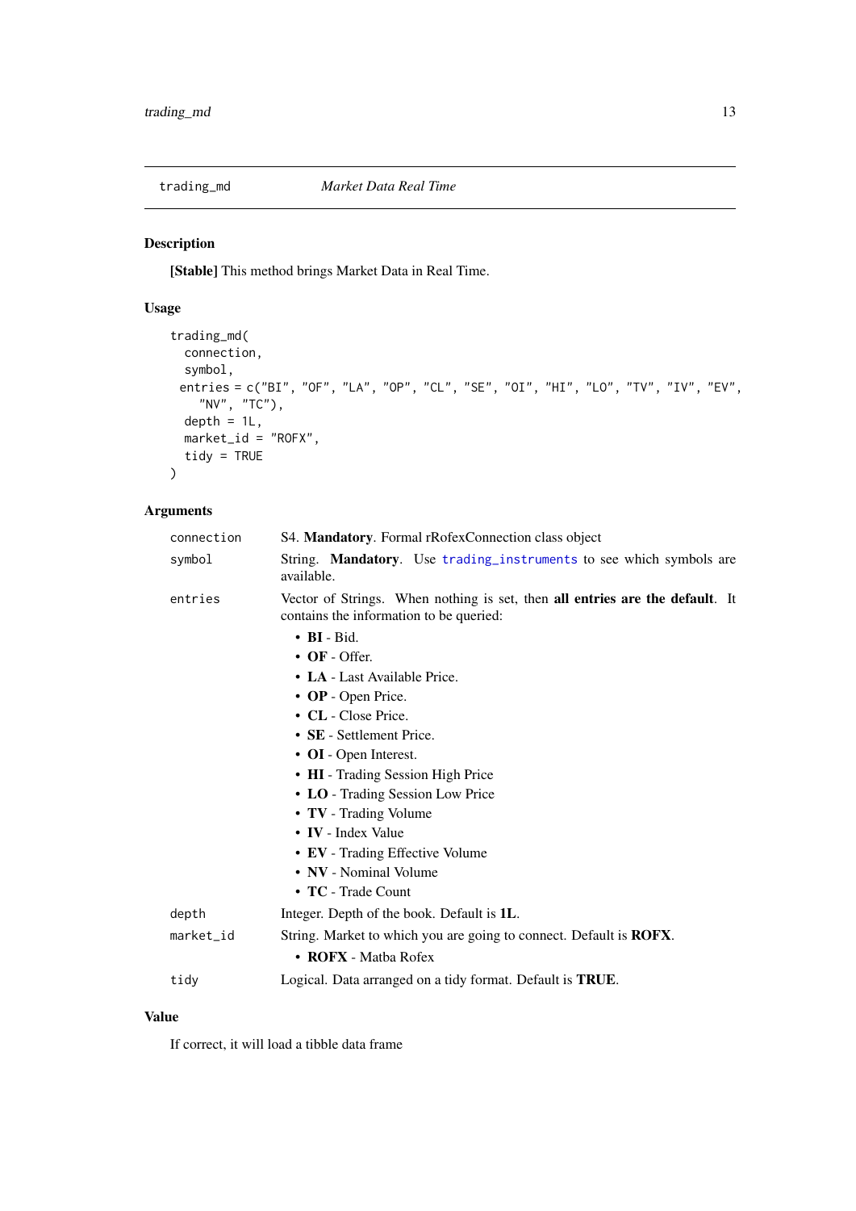## trading_md — *Market Data Real Time*

### Description

**[Stable]** This method brings Market Data in Real Time.

### Usage

```
trading_md(
  connection,
  symbol,
  entries = c("BI", "OF", "LA", "OP", "CL", "SE", "OI", "HI", "LO", "TV", "IV", "EV",
    "NV", "TC"),
  depth = 1L,
  market_id = "ROFX",
  tidy = TRUE
)
```

### Arguments

| Argument | Description |
| --- | --- |
| `connection` | S4. **Mandatory**. Formal rRofexConnection class object |
| `symbol` | String. **Mandatory**. Use `trading_instruments` to see which symbols are available. |
| `entries` | Vector of Strings. When nothing is set, then **all entries are the default**. It contains the information to be queried:<br>• **BI** - Bid.<br>• **OF** - Offer.<br>• **LA** - Last Available Price.<br>• **OP** - Open Price.<br>• **CL** - Close Price.<br>• **SE** - Settlement Price.<br>• **OI** - Open Interest.<br>• **HI** - Trading Session High Price<br>• **LO** - Trading Session Low Price<br>• **TV** - Trading Volume<br>• **IV** - Index Value<br>• **EV** - Trading Effective Volume<br>• **NV** - Nominal Volume<br>• **TC** - Trade Count |
| `depth` | Integer. Depth of the book. Default is **1L**. |
| `market_id` | String. Market to which you are going to connect. Default is **ROFX**.<br>• **ROFX** - Matba Rofex |
| `tidy` | Logical. Data arranged on a tidy format. Default is **TRUE**. |

### Value

If correct, it will load a tibble data frame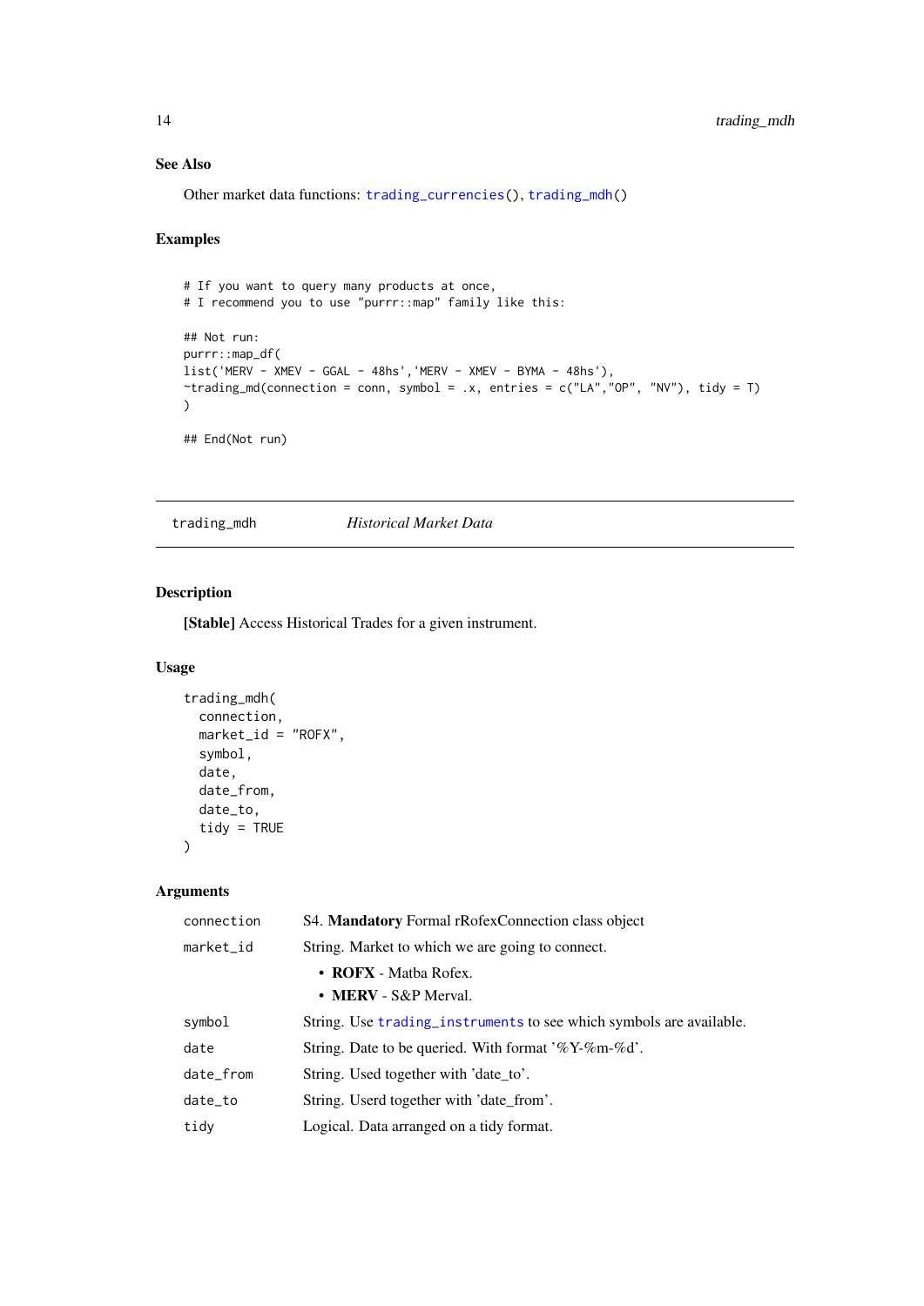### See Also

Other market data functions: `trading_currencies()`, `trading_mdh()`

### Examples

```
# If you want to query many products at once,
# I recommend you to use "purrr::map" family like this:

## Not run:
purrr::map_df(
list('MERV - XMEV - GGAL - 48hs','MERV - XMEV - BYMA - 48hs'),
~trading_md(connection = conn, symbol = .x, entries = c("LA","OP", "NV"), tidy = T)
)

## End(Not run)
```

---

## trading_mdh *Historical Market Data*

---

### Description

**[Stable]** Access Historical Trades for a given instrument.

### Usage

```
trading_mdh(
  connection,
  market_id = "ROFX",
  symbol,
  date,
  date_from,
  date_to,
  tidy = TRUE
)
```

### Arguments

| | |
|---|---|
| `connection` | S4. **Mandatory** Formal rRofexConnection class object |
| `market_id` | String. Market to which we are going to connect.<br>• **ROFX** - Matba Rofex.<br>• **MERV** - S&P Merval. |
| `symbol` | String. Use `trading_instruments` to see which symbols are available. |
| `date` | String. Date to be queried. With format '%Y-%m-%d'. |
| `date_from` | String. Used together with 'date_to'. |
| `date_to` | String. Userd together with 'date_from'. |
| `tidy` | Logical. Data arranged on a tidy format. |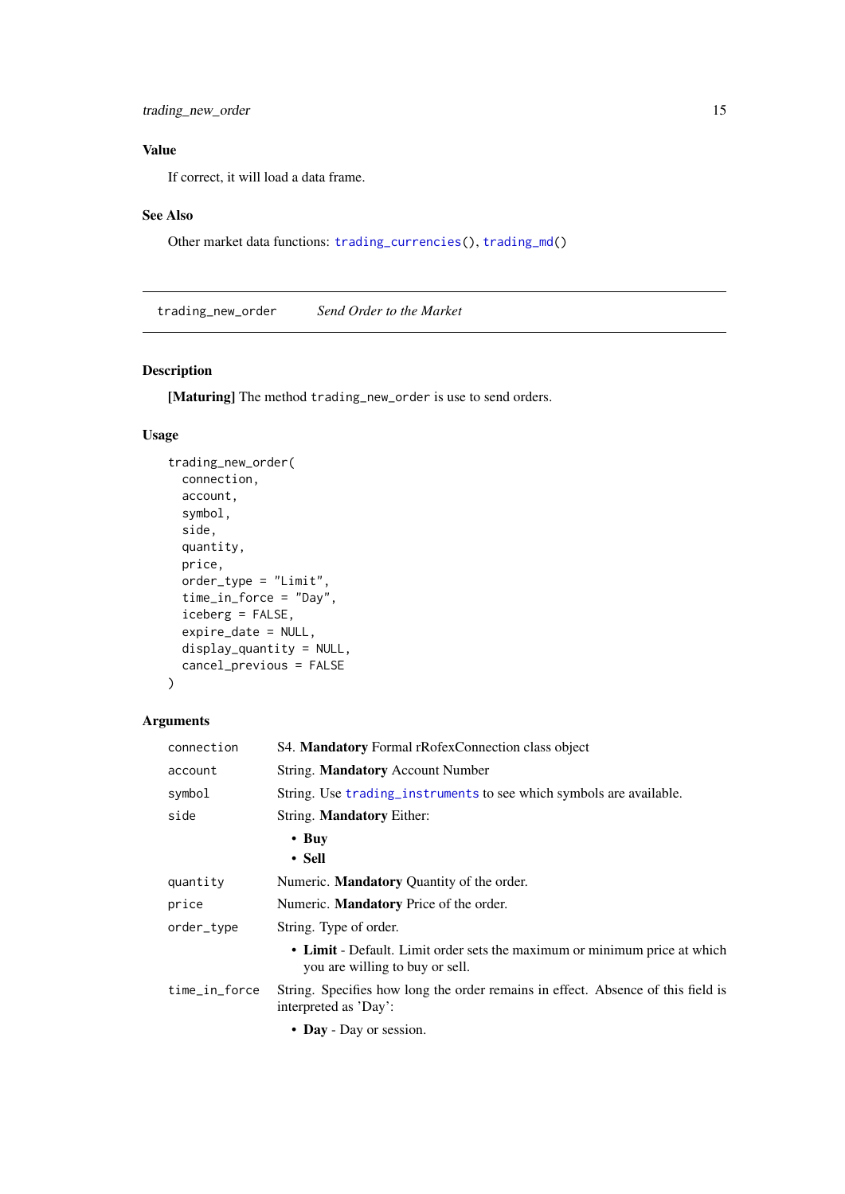### Value

If correct, it will load a data frame.

### See Also

Other market data functions: `trading_currencies()`, `trading_md()`

---

## trading_new_order — *Send Order to the Market*

### Description

**[Maturing]** The method `trading_new_order` is use to send orders.

### Usage

```
trading_new_order(
  connection,
  account,
  symbol,
  side,
  quantity,
  price,
  order_type = "Limit",
  time_in_force = "Day",
  iceberg = FALSE,
  expire_date = NULL,
  display_quantity = NULL,
  cancel_previous = FALSE
)
```

### Arguments

| | |
|---|---|
| `connection` | S4. **Mandatory** Formal rRofexConnection class object |
| `account` | String. **Mandatory** Account Number |
| `symbol` | String. Use `trading_instruments` to see which symbols are available. |
| `side` | String. **Mandatory** Either:<br>• **Buy**<br>• **Sell** |
| `quantity` | Numeric. **Mandatory** Quantity of the order. |
| `price` | Numeric. **Mandatory** Price of the order. |
| `order_type` | String. Type of order.<br>• **Limit** - Default. Limit order sets the maximum or minimum price at which you are willing to buy or sell. |
| `time_in_force` | String. Specifies how long the order remains in effect. Absence of this field is interpreted as 'Day':<br>• **Day** - Day or session. |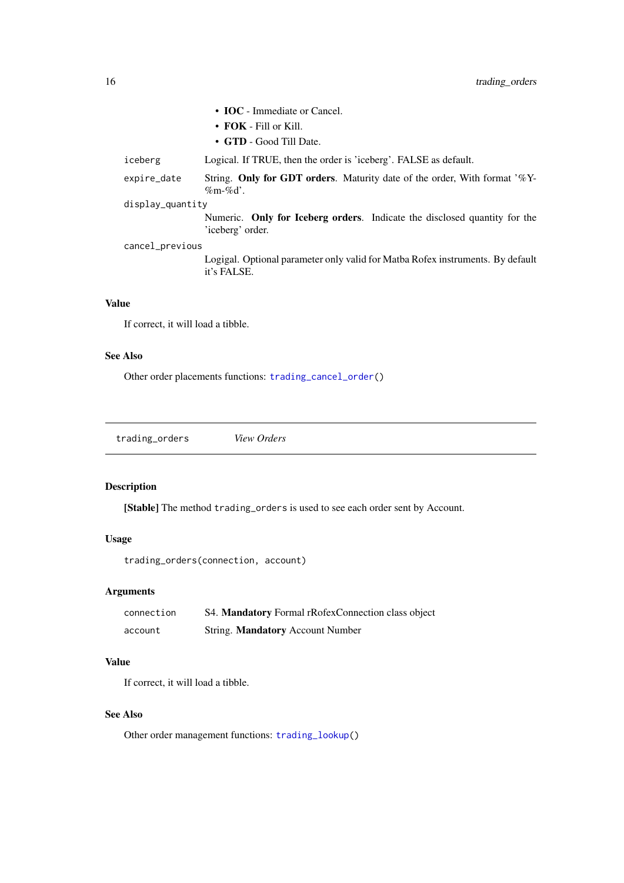- **IOC** - Immediate or Cancel.
- **FOK** - Fill or Kill.
- **GTD** - Good Till Date.

| | |
|---|---|
| `iceberg` | Logical. If TRUE, then the order is 'iceberg'. FALSE as default. |
| `expire_date` | String. **Only for GDT orders**. Maturity date of the order, With format '%Y-%m-%d'. |
| `display_quantity` | Numeric. **Only for Iceberg orders**. Indicate the disclosed quantity for the 'iceberg' order. |
| `cancel_previous` | Logigal. Optional parameter only valid for Matba Rofex instruments. By default it's FALSE. |

### Value

If correct, it will load a tibble.

### See Also

Other order placements functions: `trading_cancel_order()`

---

## `trading_orders` *View Orders*

---

### Description

**[Stable]** The method `trading_orders` is used to see each order sent by Account.

### Usage

```
trading_orders(connection, account)
```

### Arguments

| | |
|---|---|
| `connection` | S4. **Mandatory** Formal rRofexConnection class object |
| `account` | String. **Mandatory** Account Number |

### Value

If correct, it will load a tibble.

### See Also

Other order management functions: `trading_lookup()`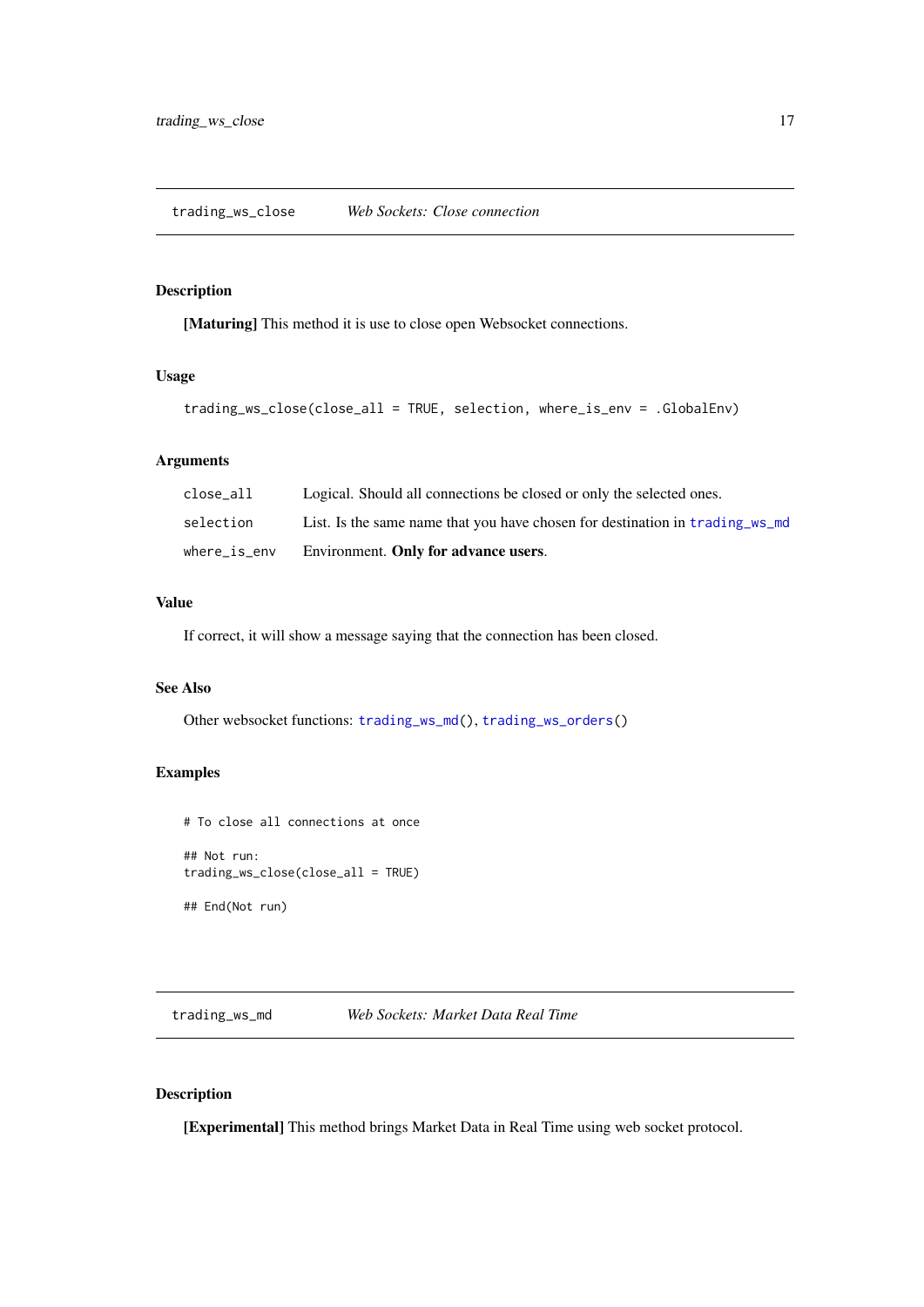## trading_ws_close *Web Sockets: Close connection*

### Description

**[Maturing]** This method it is use to close open Websocket connections.

### Usage

```
trading_ws_close(close_all = TRUE, selection, where_is_env = .GlobalEnv)
```

### Arguments

| | |
|---|---|
| close_all | Logical. Should all connections be closed or only the selected ones. |
| selection | List. Is the same name that you have chosen for destination in trading_ws_md |
| where_is_env | Environment. **Only for advance users**. |

### Value

If correct, it will show a message saying that the connection has been closed.

### See Also

Other websocket functions: trading_ws_md(), trading_ws_orders()

### Examples

```
# To close all connections at once

## Not run:
trading_ws_close(close_all = TRUE)

## End(Not run)
```

## trading_ws_md *Web Sockets: Market Data Real Time*

### Description

**[Experimental]** This method brings Market Data in Real Time using web socket protocol.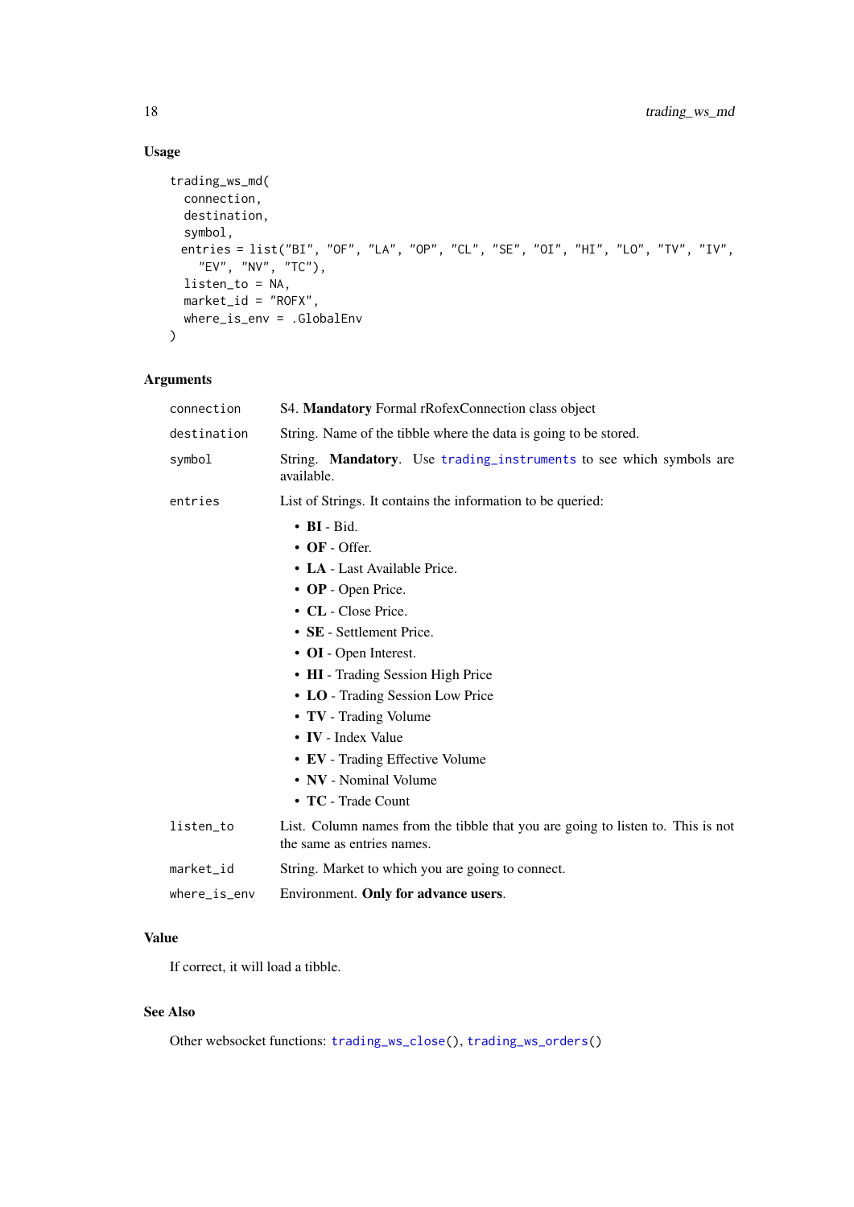### Usage

```
trading_ws_md(
  connection,
  destination,
  symbol,
  entries = list("BI", "OF", "LA", "OP", "CL", "SE", "OI", "HI", "LO", "TV", "IV",
    "EV", "NV", "TC"),
  listen_to = NA,
  market_id = "ROFX",
  where_is_env = .GlobalEnv
)
```

### Arguments

| | |
|---|---|
| `connection` | S4. **Mandatory** Formal rRofexConnection class object |
| `destination` | String. Name of the tibble where the data is going to be stored. |
| `symbol` | String. **Mandatory**. Use `trading_instruments` to see which symbols are available. |
| `entries` | List of Strings. It contains the information to be queried: • **BI** - Bid. • **OF** - Offer. • **LA** - Last Available Price. • **OP** - Open Price. • **CL** - Close Price. • **SE** - Settlement Price. • **OI** - Open Interest. • **HI** - Trading Session High Price • **LO** - Trading Session Low Price • **TV** - Trading Volume • **IV** - Index Value • **EV** - Trading Effective Volume • **NV** - Nominal Volume • **TC** - Trade Count |
| `listen_to` | List. Column names from the tibble that you are going to listen to. This is not the same as entries names. |
| `market_id` | String. Market to which you are going to connect. |
| `where_is_env` | Environment. **Only for advance users**. |

### Value

If correct, it will load a tibble.

### See Also

Other websocket functions: `trading_ws_close()`, `trading_ws_orders()`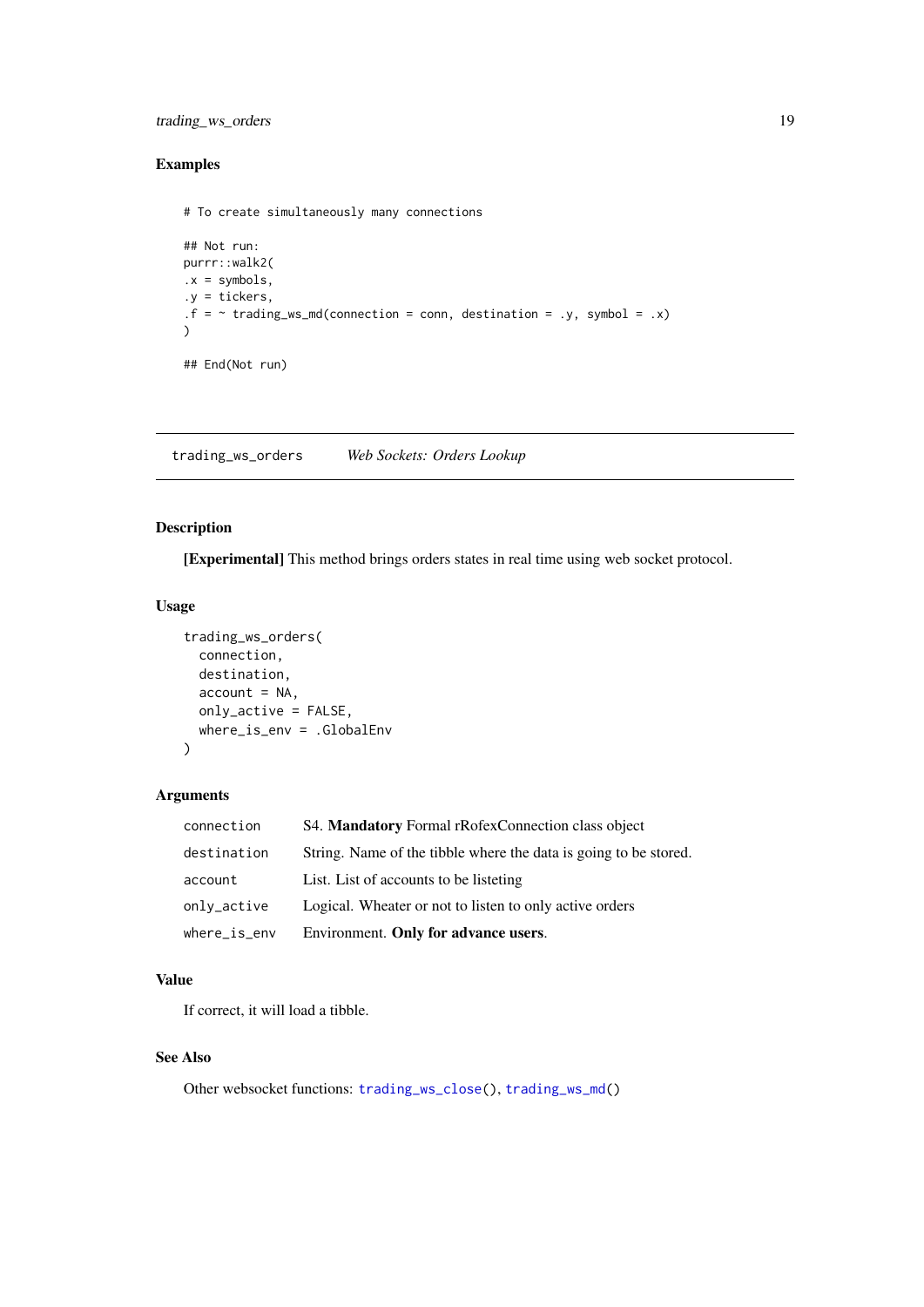### Examples

```
# To create simultaneously many connections

## Not run:
purrr::walk2(
.x = symbols,
.y = tickers,
.f = ~ trading_ws_md(connection = conn, destination = .y, symbol = .x)
)

## End(Not run)
```

---

## trading_ws_orders &emsp; *Web Sockets: Orders Lookup*

---

### Description

**[Experimental]** This method brings orders states in real time using web socket protocol.

### Usage

```
trading_ws_orders(
  connection,
  destination,
  account = NA,
  only_active = FALSE,
  where_is_env = .GlobalEnv
)
```

### Arguments

| | |
|---|---|
| connection | S4. **Mandatory** Formal rRofexConnection class object |
| destination | String. Name of the tibble where the data is going to be stored. |
| account | List. List of accounts to be listeting |
| only_active | Logical. Wheater or not to listen to only active orders |
| where_is_env | Environment. **Only for advance users**. |

### Value

If correct, it will load a tibble.

### See Also

Other websocket functions: `trading_ws_close()`, `trading_ws_md()`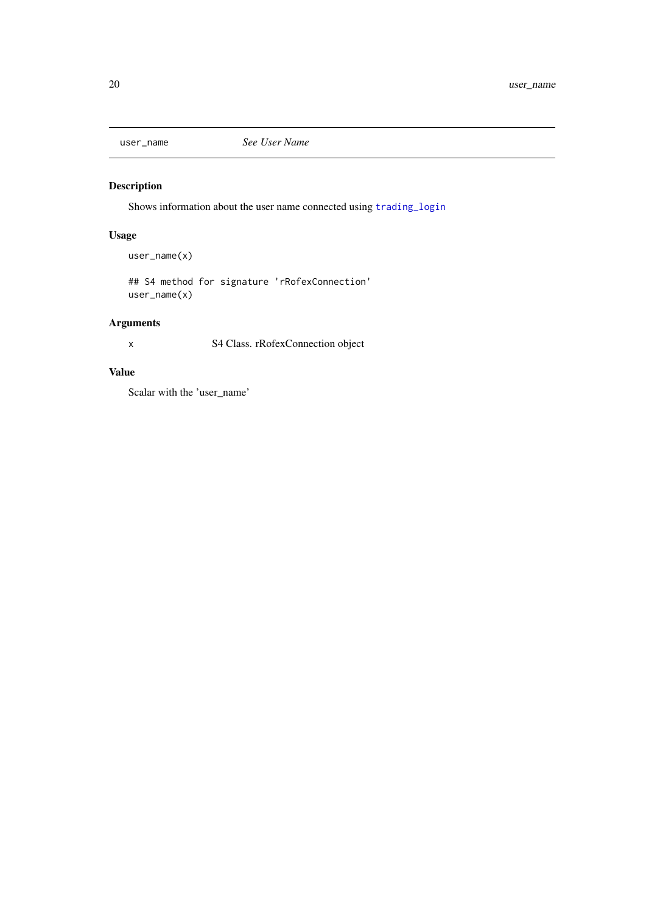## user_name — *See User Name*

### Description

Shows information about the user name connected using `trading_login`

### Usage

```
user_name(x)

## S4 method for signature 'rRofexConnection'
user_name(x)
```

### Arguments

| | |
|---|---|
| x | S4 Class. rRofexConnection object |

### Value

Scalar with the 'user_name'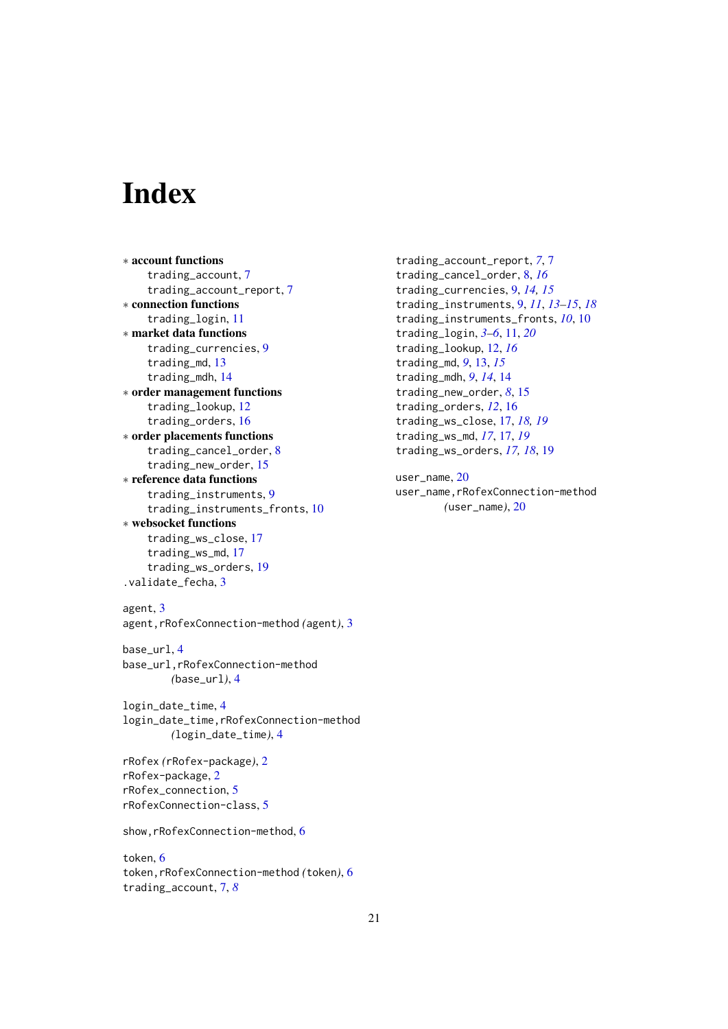# Index

∗ **account functions**
- trading_account, 7
- trading_account_report, 7

∗ **connection functions**
- trading_login, 11

∗ **market data functions**
- trading_currencies, 9
- trading_md, 13
- trading_mdh, 14

∗ **order management functions**
- trading_lookup, 12
- trading_orders, 16

∗ **order placements functions**
- trading_cancel_order, 8
- trading_new_order, 15

∗ **reference data functions**
- trading_instruments, 9
- trading_instruments_fronts, 10

∗ **websocket functions**
- trading_ws_close, 17
- trading_ws_md, 17
- trading_ws_orders, 19

.validate_fecha, 3

agent, 3
agent,rRofexConnection-method *(agent)*, 3

base_url, 4
base_url,rRofexConnection-method *(base_url)*, 4

login_date_time, 4
login_date_time,rRofexConnection-method *(login_date_time)*, 4

rRofex *(rRofex-package)*, 2
rRofex-package, 2
rRofex_connection, 5
rRofexConnection-class, 5

show,rRofexConnection-method, 6

token, 6
token,rRofexConnection-method *(token)*, 6
trading_account, 7, *8*
trading_account_report, *7*, 7
trading_cancel_order, 8, *16*
trading_currencies, 9, *14, 15*
trading_instruments, 9, *11*, *13–15*, *18*
trading_instruments_fronts, *10*, 10
trading_login, *3–6*, 11, *20*
trading_lookup, 12, *16*
trading_md, *9*, 13, *15*
trading_mdh, *9*, *14*, 14
trading_new_order, *8*, 15
trading_orders, *12*, 16
trading_ws_close, 17, *18, 19*
trading_ws_md, *17*, 17, *19*
trading_ws_orders, *17, 18*, 19

user_name, 20
user_name,rRofexConnection-method *(user_name)*, 20